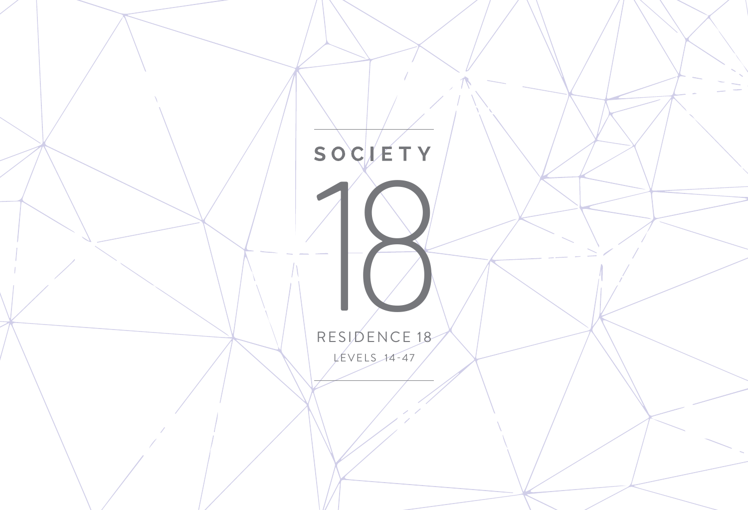# SOCIETY

# 18

RESIDENCE 18

LEVELS 14-47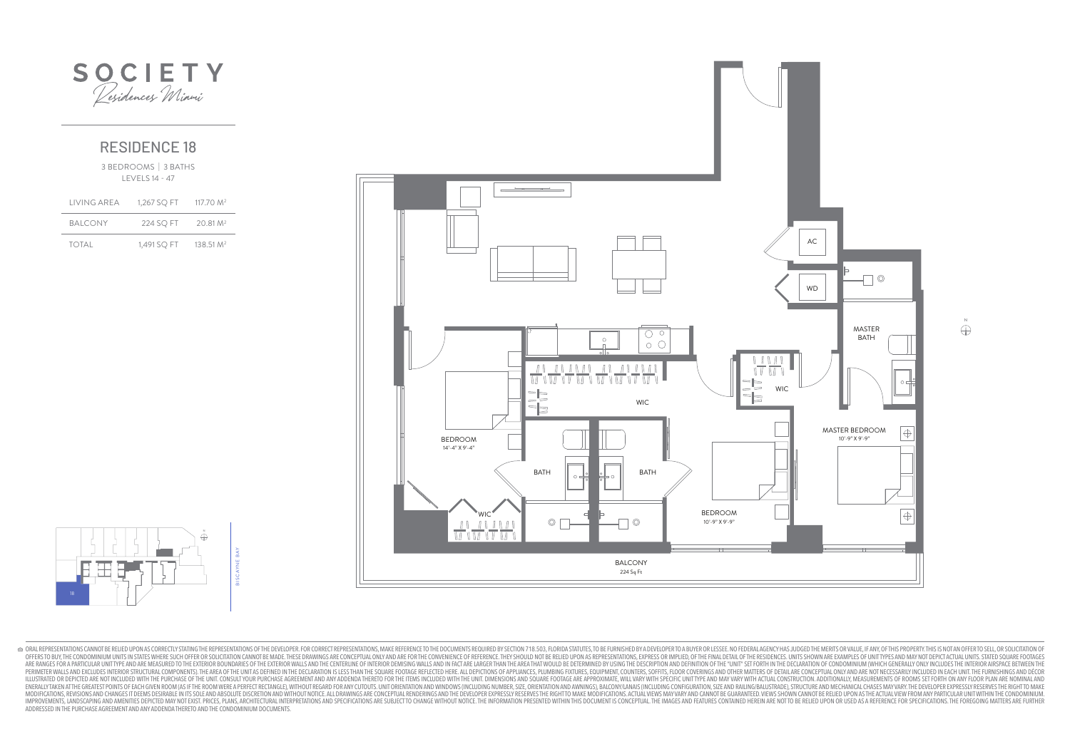# SOCIETY
*Residences Miami*

## RESIDENCE 18

3 BEDROOMS | 3 BATHS
LEVELS 14 - 47

| | | |
|---|---|---|
| LIVING AREA | 1,267 SQ FT | 117.70 M² |
| BALCONY | 224 SQ FT | 20.81 M² |
| TOTAL | 1,491 SQ FT | 138.51 M² |

AC

WD

MASTER BATH

WIC

MASTER BEDROOM
10'-9" X 9'-9"

WIC

BEDROOM
14'-4" X 9'-4"

BATH

BATH

WIC

BEDROOM
10'-9" X 9'-9"

BALCONY
224 Sq Ft

N

18

BISCAYNE BAY

ORAL REPRESENTATIONS CANNOT BE RELIED UPON AS CORRECTLY STATING THE REPRESENTATIONS OF THE DEVELOPER. FOR CORRECT REPRESENTATIONS, MAKE REFERENCE TO THE DOCUMENTS REQUIRED BY SECTION 718.503, FLORIDA STATUTES, TO BE FURNISHED BY A DEVELOPER TO A BUYER OR LESSEE. NO FEDERAL AGENCY HAS JUDGED THE MERITS OR VALUE, IF ANY, OF THIS PROPERTY. THIS IS NOT AN OFFER TO SELL, OR SOLICITATION OF OFFERS TO BUY, THE CONDOMINIUM UNITS IN STATES WHERE SUCH OFFER OR SOLICITATION CANNOT BE MADE. THESE DRAWINGS ARE CONCEPTUAL ONLY AND ARE FOR THE CONVENIENCE OF REFERENCE. THEY SHOULD NOT BE RELIED UPON AS REPRESENTATIONS, EXPRESS OR IMPLIED, OF THE FINAL DETAIL OF THE RESIDENCES. UNITS SHOWN ARE EXAMPLES OF UNIT TYPES AND MAY NOT DEPICT ACTUAL UNITS. STATED SQUARE FOOTAGES ARE RANGES FOR A PARTICULAR UNIT TYPE AND ARE MEASURED TO THE EXTERIOR BOUNDARIES OF THE EXTERIOR WALLS AND THE CENTERLINE OF INTERIOR DEMISING WALLS AND IN FACT ARE LARGER THAN THE AREA THAT WOULD BE DETERMINED BY USING THE DESCRIPTION AND DEFINITION OF THE "UNIT" SET FORTH IN THE DECLARATION OF CONDOMINIUM (WHICH GENERALLY ONLY INCLUDES THE INTERIOR AIRSPACE BETWEEN THE PERIMETER WALLS AND EXCLUDES INTERIOR STRUCTURAL COMPONENTS). THE AREA OF THE UNIT AS DEFINED IN THE DECLARATION IS LESS THAN THE SQUARE FOOTAGE REFLECTED HERE. ALL DEPICTIONS OF APPLIANCES, PLUMBING FIXTURES, EQUIPMENT, COUNTERS, SOFFITS, FLOOR COVERINGS AND OTHER MATTERS OF DETAIL ARE CONCEPTUAL ONLY AND ARE NOT NECESSARILY INCLUDED IN EACH UNIT. THE FURNISHINGS AND DÉCOR ILLUSTRATED OR DEPICTED ARE NOT INCLUDED WITH THE PURCHASE OF THE UNIT. CONSULT YOUR PURCHASE AGREEMENT AND ANY ADDENDA THERETO FOR THE ITEMS INCLUDED WITH THE UNIT. DIMENSIONS AND SQUARE FOOTAGE ARE APPROXIMATE, WILL VARY WITH SPECIFIC UNIT TYPE AND MAY VARY WITH ACTUAL CONSTRUCTION. ADDITIONALLY, MEASUREMENTS OF ROOMS SET FORTH ON ANY FLOOR PLAN ARE NOMINAL AND GENERALLY TAKEN AT THE GREATEST POINTS OF EACH GIVEN ROOM (AS IF THE ROOM WERE A PERFECT RECTANGLE), WITHOUT REGARD FOR ANY CUTOUTS. UNIT ORIENTATION AND WINDOWS (INCLUDING NUMBER, SIZE, ORIENTATION AND AWNINGS), BALCONY/LANAIS (INCLUDING CONFIGURATION, SIZE AND RAILING/BALUSTRADE), STRUCTURE AND MECHANICAL CHASES MAY VARY. THE DEVELOPER EXPRESSLY RESERVES THE RIGHT TO MAKE MODIFICATIONS, REVISIONS AND CHANGES IT DEEMS DESIRABLE IN ITS SOLE AND ABSOLUTE DISCRETION AND WITHOUT NOTICE. ALL DRAWINGS ARE CONCEPTUAL RENDERINGS AND THE DEVELOPER EXPRESSLY RESERVES THE RIGHT TO MAKE MODIFICATIONS. ACTUAL VIEWS MAY VARY AND CANNOT BE GUARANTEED. VIEWS SHOWN CANNOT BE RELIED UPON AS THE ACTUAL VIEW FROM ANY PARTICULAR UNIT WITHIN THE CONDOMINIUM. IMPROVEMENTS, LANDSCAPING AND AMENITIES DEPICTED MAY NOT EXIST. PRICES, PLANS, ARCHITECTURAL INTERPRETATIONS AND SPECIFICATIONS ARE SUBJECT TO CHANGE WITHOUT NOTICE. THE INFORMATION PRESENTED WITHIN THIS DOCUMENT IS CONCEPTUAL. THE IMAGES AND FEATURES CONTAINED HEREIN ARE NOT TO BE RELIED UPON OR USED AS A REFERENCE FOR SPECIFICATIONS. THE FOREGOING MATTERS ARE FURTHER ADDRESSED IN THE PURCHASE AGREEMENT AND ANY ADDENDA THERETO AND THE CONDOMINIUM DOCUMENTS.